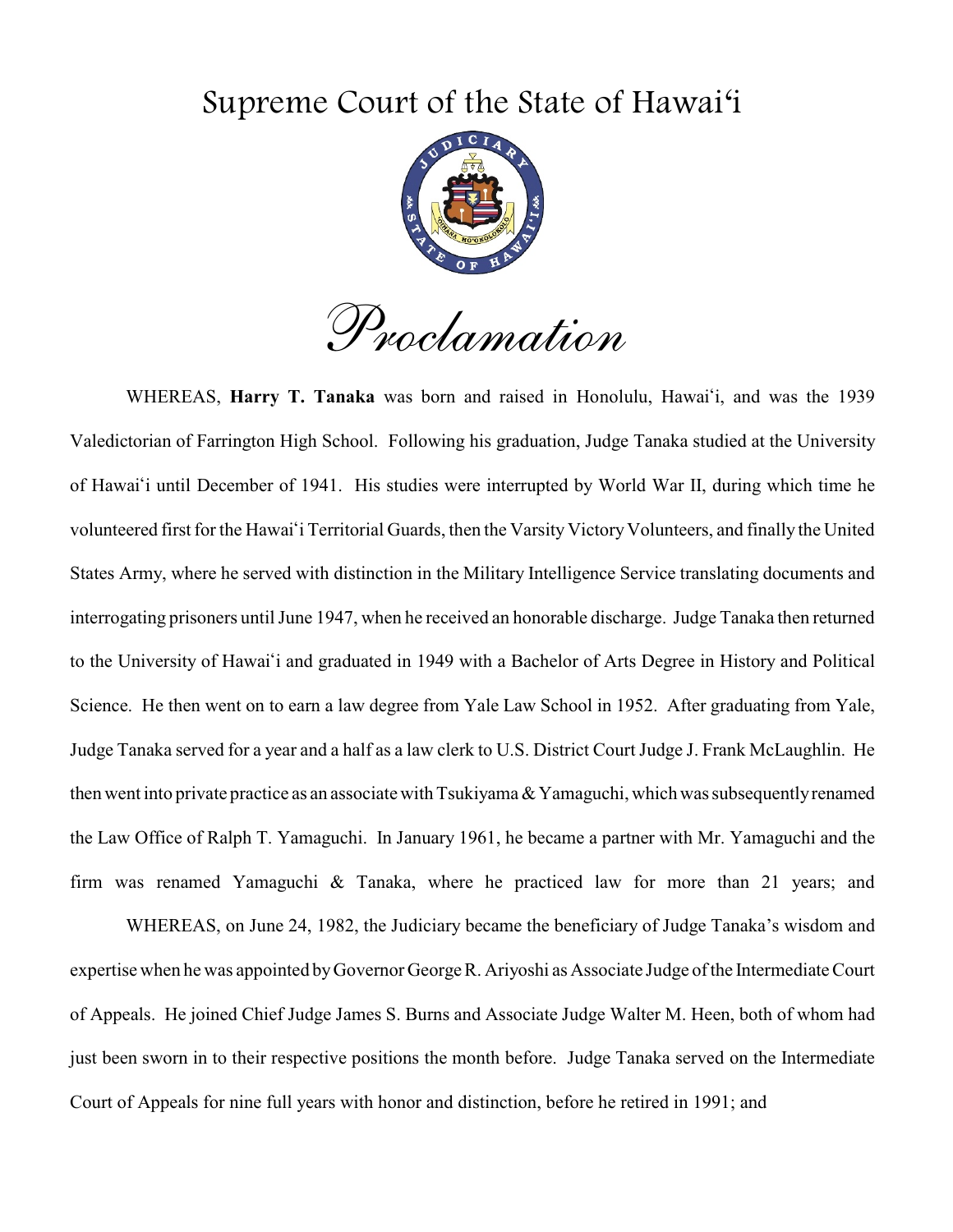# Supreme Court of the State of Hawaiʻi

## *Proclamation*

WHEREAS, **Harry T. Tanaka** was born and raised in Honolulu, Hawaiʻi, and was the 1939 Valedictorian of Farrington High School. Following his graduation, Judge Tanaka studied at the University of Hawaiʻi until December of 1941. His studies were interrupted by World War II, during which time he volunteered first for the Hawaiʻi Territorial Guards, then the Varsity Victory Volunteers, and finally the United States Army, where he served with distinction in the Military Intelligence Service translating documents and interrogating prisoners until June 1947, when he received an honorable discharge. Judge Tanaka then returned to the University of Hawaiʻi and graduated in 1949 with a Bachelor of Arts Degree in History and Political Science. He then went on to earn a law degree from Yale Law School in 1952. After graduating from Yale, Judge Tanaka served for a year and a half as a law clerk to U.S. District Court Judge J. Frank McLaughlin. He then went into private practice as an associate with Tsukiyama & Yamaguchi, which was subsequently renamed the Law Office of Ralph T. Yamaguchi. In January 1961, he became a partner with Mr. Yamaguchi and the firm was renamed Yamaguchi & Tanaka, where he practiced law for more than 21 years; and

WHEREAS, on June 24, 1982, the Judiciary became the beneficiary of Judge Tanaka's wisdom and expertise when he was appointed by Governor George R. Ariyoshi as Associate Judge of the Intermediate Court of Appeals. He joined Chief Judge James S. Burns and Associate Judge Walter M. Heen, both of whom had just been sworn in to their respective positions the month before. Judge Tanaka served on the Intermediate Court of Appeals for nine full years with honor and distinction, before he retired in 1991; and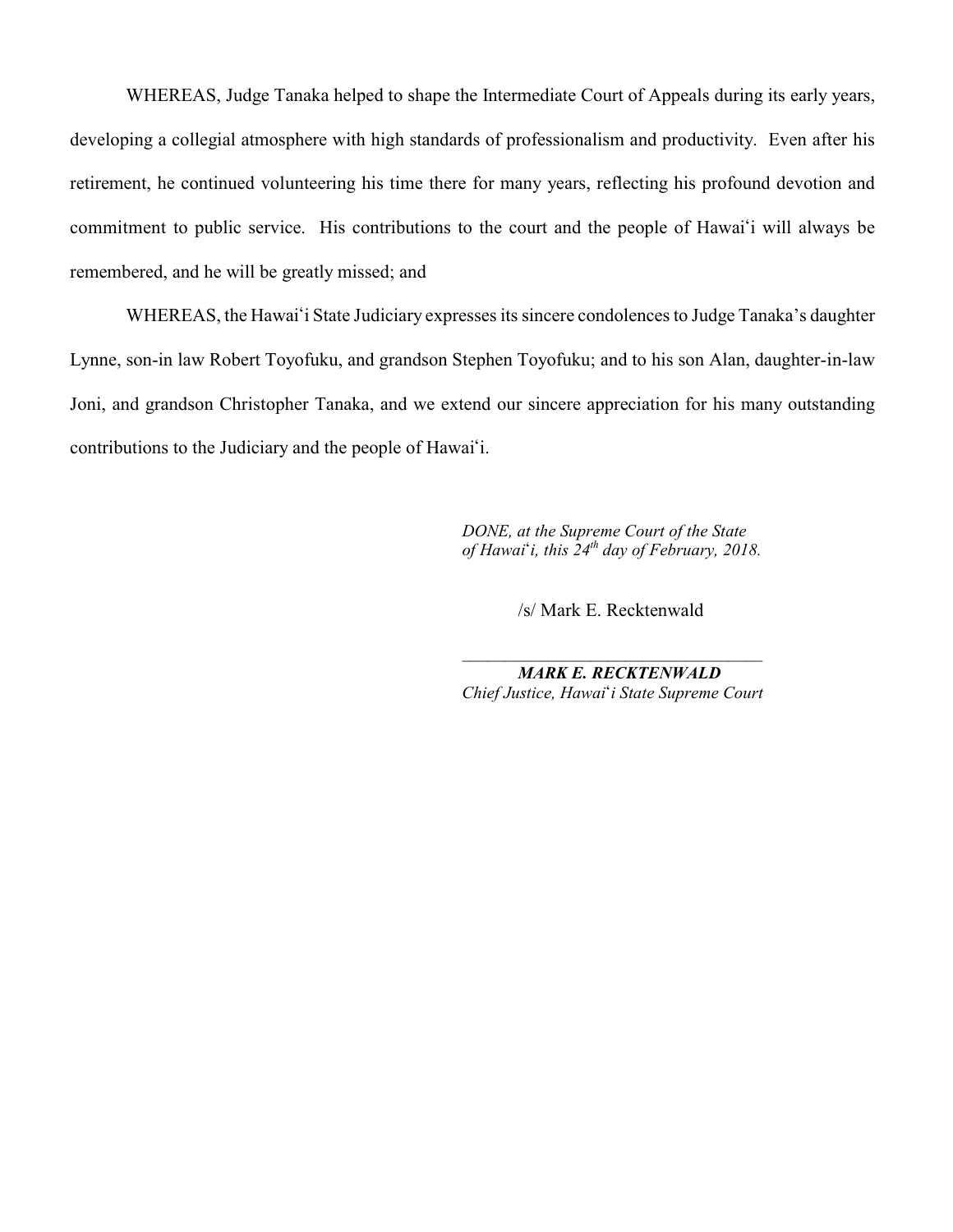WHEREAS, Judge Tanaka helped to shape the Intermediate Court of Appeals during its early years, developing a collegial atmosphere with high standards of professionalism and productivity. Even after his retirement, he continued volunteering his time there for many years, reflecting his profound devotion and commitment to public service. His contributions to the court and the people of Hawaiʻi will always be remembered, and he will be greatly missed; and

WHEREAS, the Hawaiʻi State Judiciary expresses its sincere condolences to Judge Tanaka's daughter Lynne, son-in law Robert Toyofuku, and grandson Stephen Toyofuku; and to his son Alan, daughter-in-law Joni, and grandson Christopher Tanaka, and we extend our sincere appreciation for his many outstanding contributions to the Judiciary and the people of Hawaiʻi.

*DONE, at the Supreme Court of the State of Hawaiʻi, this 24th day of February, 2018.*

/s/ Mark E. Recktenwald

___________________________________

***MARK E. RECKTENWALD***
*Chief Justice, Hawaiʻi State Supreme Court*